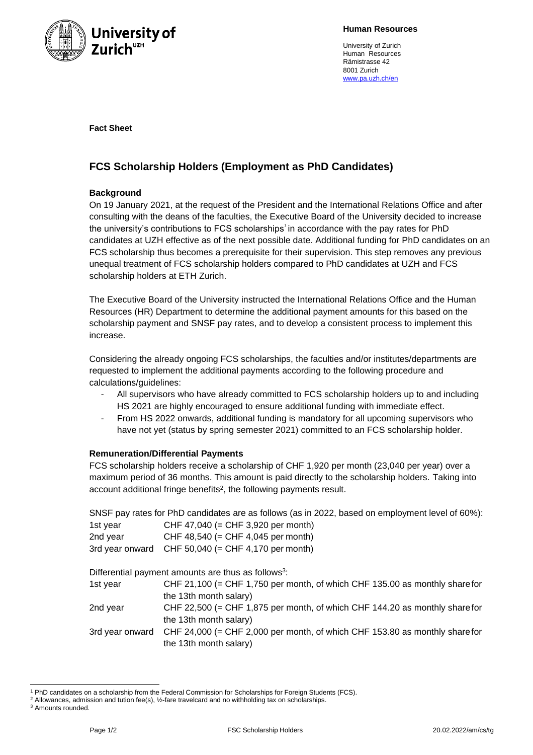**Human Resources**

University of Zurich
Human Resources
Rämistrasse 42
8001 Zurich
www.pa.uzh.ch/en

**Fact Sheet**

# FCS Scholarship Holders (Employment as PhD Candidates)

### Background

On 19 January 2021, at the request of the President and the International Relations Office and after consulting with the deans of the faculties, the Executive Board of the University decided to increase the university's contributions to FCS scholarships[1] in accordance with the pay rates for PhD candidates at UZH effective as of the next possible date. Additional funding for PhD candidates on an FCS scholarship thus becomes a prerequisite for their supervision. This step removes any previous unequal treatment of FCS scholarship holders compared to PhD candidates at UZH and FCS scholarship holders at ETH Zurich.

The Executive Board of the University instructed the International Relations Office and the Human Resources (HR) Department to determine the additional payment amounts for this based on the scholarship payment and SNSF pay rates, and to develop a consistent process to implement this increase.

Considering the already ongoing FCS scholarships, the faculties and/or institutes/departments are requested to implement the additional payments according to the following procedure and calculations/guidelines:

- All supervisors who have already committed to FCS scholarship holders up to and including HS 2021 are highly encouraged to ensure additional funding with immediate effect.
- From HS 2022 onwards, additional funding is mandatory for all upcoming supervisors who have not yet (status by spring semester 2021) committed to an FCS scholarship holder.

### Remuneration/Differential Payments

FCS scholarship holders receive a scholarship of CHF 1,920 per month (23,040 per year) over a maximum period of 36 months. This amount is paid directly to the scholarship holders. Taking into account additional fringe benefits[2], the following payments result.

SNSF pay rates for PhD candidates are as follows (as in 2022, based on employment level of 60%):

| | |
|---|---|
| 1st year | CHF 47,040 (= CHF 3,920 per month) |
| 2nd year | CHF 48,540 (= CHF 4,045 per month) |
| 3rd year onward | CHF 50,040 (= CHF 4,170 per month) |

Differential payment amounts are thus as follows[3]:

| | |
|---|---|
| 1st year | CHF 21,100 (= CHF 1,750 per month, of which CHF 135.00 as monthly share for the 13th month salary) |
| 2nd year | CHF 22,500 (= CHF 1,875 per month, of which CHF 144.20 as monthly share for the 13th month salary) |
| 3rd year onward | CHF 24,000 (= CHF 2,000 per month, of which CHF 153.80 as monthly share for the 13th month salary) |

---

[1] PhD candidates on a scholarship from the Federal Commission for Scholarships for Foreign Students (FCS).

[2] Allowances, admission and tution fee(s), ½-fare travelcard and no withholding tax on scholarships.

[3] Amounts rounded.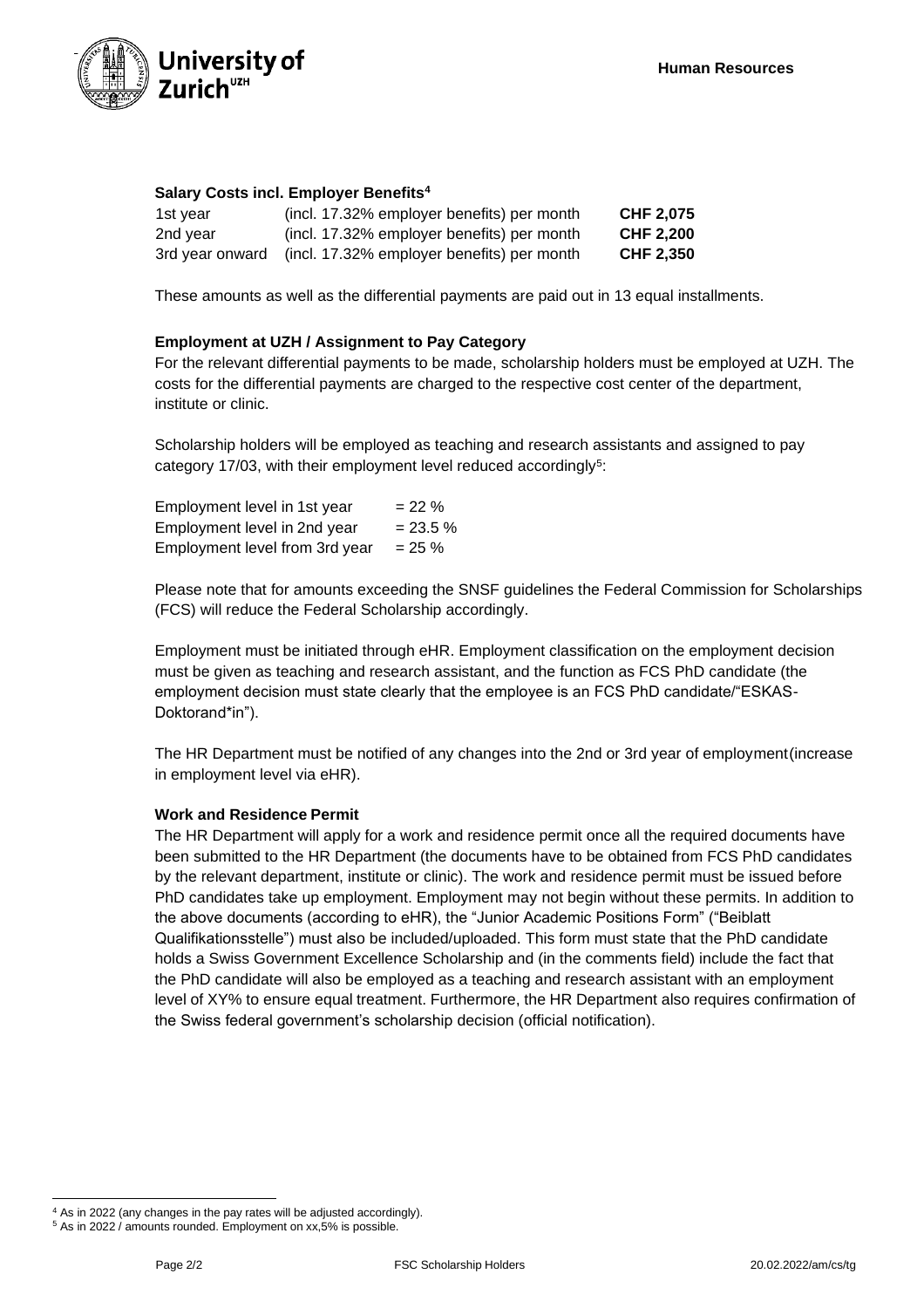### Salary Costs incl. Employer Benefits[4]

| | | |
|---|---|---|
| 1st year | (incl. 17.32% employer benefits) per month | **CHF 2,075** |
| 2nd year | (incl. 17.32% employer benefits) per month | **CHF 2,200** |
| 3rd year onward | (incl. 17.32% employer benefits) per month | **CHF 2,350** |

These amounts as well as the differential payments are paid out in 13 equal installments.

### Employment at UZH / Assignment to Pay Category

For the relevant differential payments to be made, scholarship holders must be employed at UZH. The costs for the differential payments are charged to the respective cost center of the department, institute or clinic.

Scholarship holders will be employed as teaching and research assistants and assigned to pay category 17/03, with their employment level reduced accordingly[5]:

| | |
|---|---|
| Employment level in 1st year | = 22 % |
| Employment level in 2nd year | = 23.5 % |
| Employment level from 3rd year | = 25 % |

Please note that for amounts exceeding the SNSF guidelines the Federal Commission for Scholarships (FCS) will reduce the Federal Scholarship accordingly.

Employment must be initiated through eHR. Employment classification on the employment decision must be given as teaching and research assistant, and the function as FCS PhD candidate (the employment decision must state clearly that the employee is an FCS PhD candidate/"ESKAS-Doktorand*in").

The HR Department must be notified of any changes into the 2nd or 3rd year of employment(increase in employment level via eHR).

### Work and Residence Permit

The HR Department will apply for a work and residence permit once all the required documents have been submitted to the HR Department (the documents have to be obtained from FCS PhD candidates by the relevant department, institute or clinic). The work and residence permit must be issued before PhD candidates take up employment. Employment may not begin without these permits. In addition to the above documents (according to eHR), the "Junior Academic Positions Form" ("Beiblatt Qualifikationsstelle") must also be included/uploaded. This form must state that the PhD candidate holds a Swiss Government Excellence Scholarship and (in the comments field) include the fact that the PhD candidate will also be employed as a teaching and research assistant with an employment level of XY% to ensure equal treatment. Furthermore, the HR Department also requires confirmation of the Swiss federal government's scholarship decision (official notification).

---

[4] As in 2022 (any changes in the pay rates will be adjusted accordingly).

[5] As in 2022 / amounts rounded. Employment on xx,5% is possible.